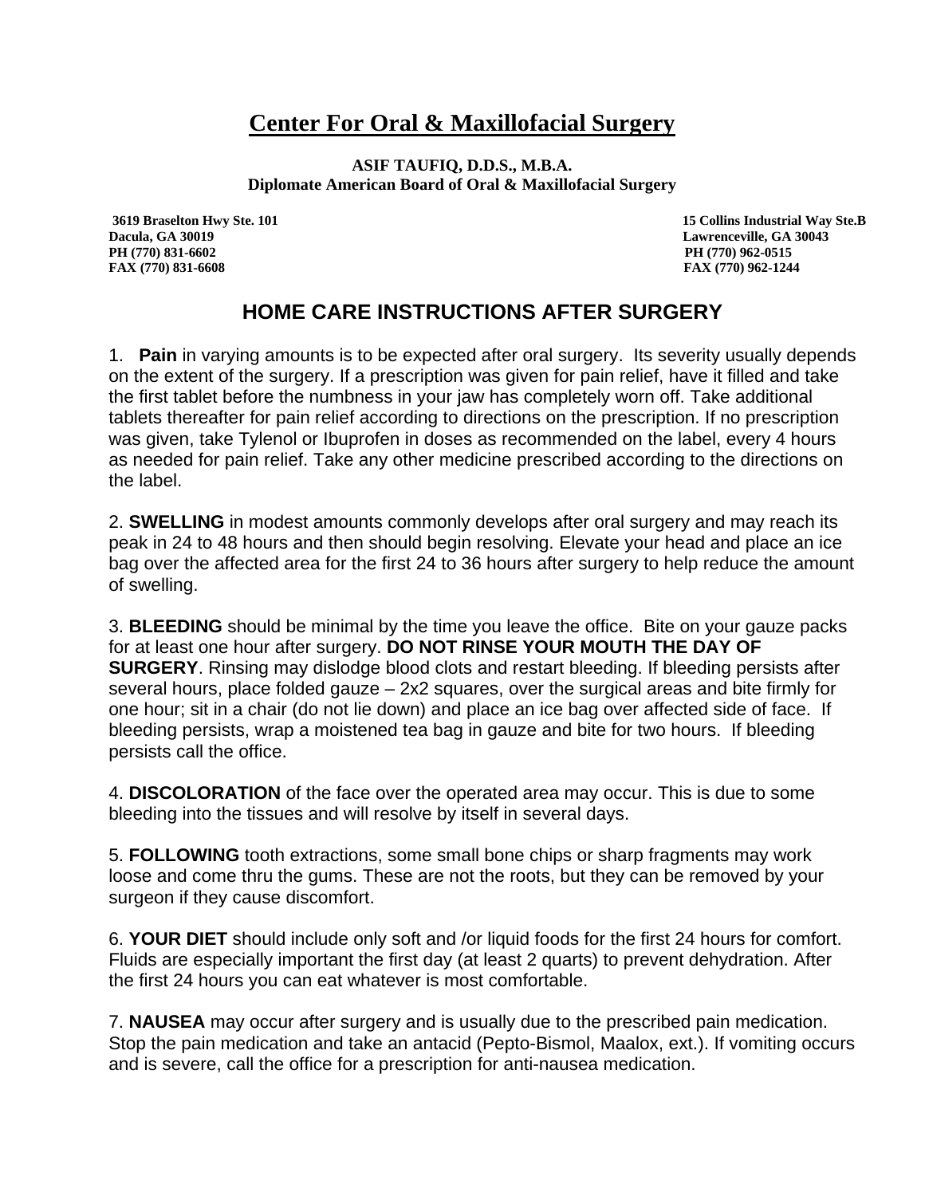# Center For Oral & Maxillofacial Surgery

**ASIF TAUFIQ, D.D.S., M.B.A.**
**Diplomate American Board of Oral & Maxillofacial Surgery**

**3619 Braselton Hwy Ste. 101**
**Dacula, GA 30019**
**PH (770) 831-6602**
**FAX (770) 831-6608**

**15 Collins Industrial Way Ste.B**
**Lawrenceville, GA 30043**
**PH (770) 962-0515**
**FAX (770) 962-1244**

## HOME CARE INSTRUCTIONS AFTER SURGERY

1. **Pain** in varying amounts is to be expected after oral surgery. Its severity usually depends on the extent of the surgery. If a prescription was given for pain relief, have it filled and take the first tablet before the numbness in your jaw has completely worn off. Take additional tablets thereafter for pain relief according to directions on the prescription. If no prescription was given, take Tylenol or Ibuprofen in doses as recommended on the label, every 4 hours as needed for pain relief. Take any other medicine prescribed according to the directions on the label.

2. **SWELLING** in modest amounts commonly develops after oral surgery and may reach its peak in 24 to 48 hours and then should begin resolving. Elevate your head and place an ice bag over the affected area for the first 24 to 36 hours after surgery to help reduce the amount of swelling.

3. **BLEEDING** should be minimal by the time you leave the office. Bite on your gauze packs for at least one hour after surgery. **DO NOT RINSE YOUR MOUTH THE DAY OF SURGERY**. Rinsing may dislodge blood clots and restart bleeding. If bleeding persists after several hours, place folded gauze – 2x2 squares, over the surgical areas and bite firmly for one hour; sit in a chair (do not lie down) and place an ice bag over affected side of face. If bleeding persists, wrap a moistened tea bag in gauze and bite for two hours. If bleeding persists call the office.

4. **DISCOLORATION** of the face over the operated area may occur. This is due to some bleeding into the tissues and will resolve by itself in several days.

5. **FOLLOWING** tooth extractions, some small bone chips or sharp fragments may work loose and come thru the gums. These are not the roots, but they can be removed by your surgeon if they cause discomfort.

6. **YOUR DIET** should include only soft and /or liquid foods for the first 24 hours for comfort. Fluids are especially important the first day (at least 2 quarts) to prevent dehydration. After the first 24 hours you can eat whatever is most comfortable.

7. **NAUSEA** may occur after surgery and is usually due to the prescribed pain medication. Stop the pain medication and take an antacid (Pepto-Bismol, Maalox, ext.). If vomiting occurs and is severe, call the office for a prescription for anti-nausea medication.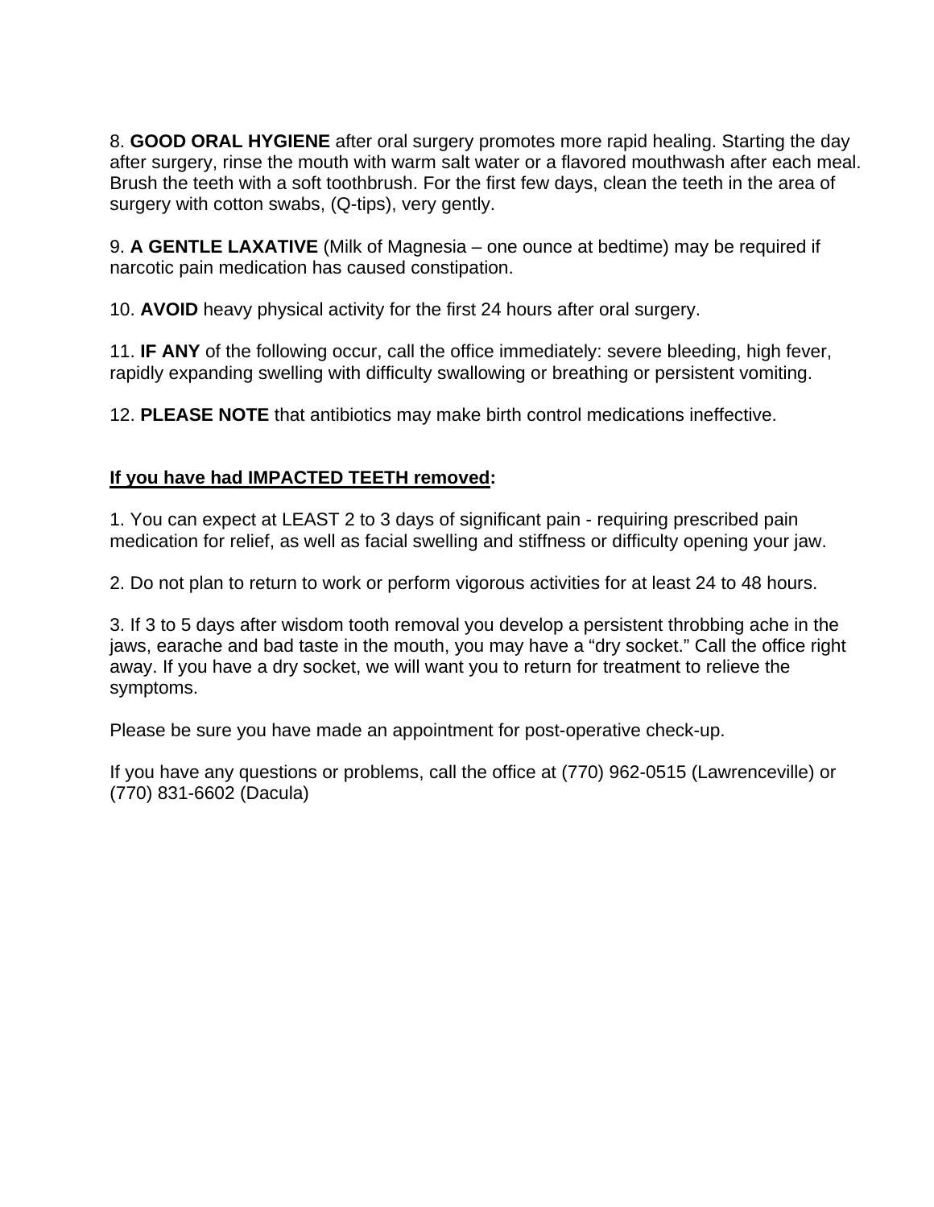8. **GOOD ORAL HYGIENE** after oral surgery promotes more rapid healing. Starting the day after surgery, rinse the mouth with warm salt water or a flavored mouthwash after each meal. Brush the teeth with a soft toothbrush. For the first few days, clean the teeth in the area of surgery with cotton swabs, (Q-tips), very gently.

9. **A GENTLE LAXATIVE** (Milk of Magnesia – one ounce at bedtime) may be required if narcotic pain medication has caused constipation.

10. **AVOID** heavy physical activity for the first 24 hours after oral surgery.

11. **IF ANY** of the following occur, call the office immediately: severe bleeding, high fever, rapidly expanding swelling with difficulty swallowing or breathing or persistent vomiting.

12. **PLEASE NOTE** that antibiotics may make birth control medications ineffective.

**<u>If you have had IMPACTED TEETH removed</u>:**

1. You can expect at LEAST 2 to 3 days of significant pain - requiring prescribed pain medication for relief, as well as facial swelling and stiffness or difficulty opening your jaw.

2. Do not plan to return to work or perform vigorous activities for at least 24 to 48 hours.

3. If 3 to 5 days after wisdom tooth removal you develop a persistent throbbing ache in the jaws, earache and bad taste in the mouth, you may have a "dry socket." Call the office right away. If you have a dry socket, we will want you to return for treatment to relieve the symptoms.

Please be sure you have made an appointment for post-operative check-up.

If you have any questions or problems, call the office at (770) 962-0515 (Lawrenceville) or (770) 831-6602 (Dacula)